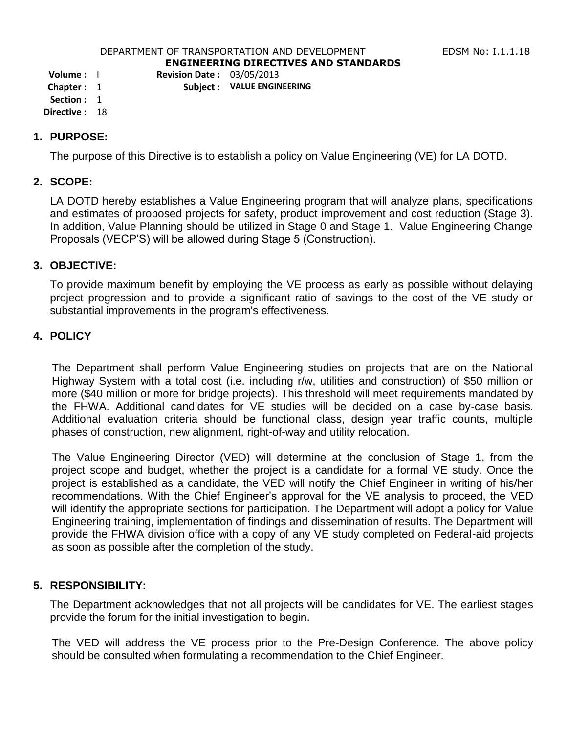DEPARTMENT OF TRANSPORTATION AND DEVELOPMENT

EDSM No: I.1.1.18

**ENGINEERING DIRECTIVES AND STANDARDS**

**Volume :** I
**Chapter :** 1
**Section :** 1
**Directive :** 18

**Revision Date :** 03/05/2013
**Subject : VALUE ENGINEERING**

## 1. PURPOSE:

The purpose of this Directive is to establish a policy on Value Engineering (VE) for LA DOTD.

## 2. SCOPE:

LA DOTD hereby establishes a Value Engineering program that will analyze plans, specifications and estimates of proposed projects for safety, product improvement and cost reduction (Stage 3). In addition, Value Planning should be utilized in Stage 0 and Stage 1. Value Engineering Change Proposals (VECP'S) will be allowed during Stage 5 (Construction).

## 3. OBJECTIVE:

To provide maximum benefit by employing the VE process as early as possible without delaying project progression and to provide a significant ratio of savings to the cost of the VE study or substantial improvements in the program's effectiveness.

## 4. POLICY

The Department shall perform Value Engineering studies on projects that are on the National Highway System with a total cost (i.e. including r/w, utilities and construction) of $50 million or more ($40 million or more for bridge projects). This threshold will meet requirements mandated by the FHWA. Additional candidates for VE studies will be decided on a case by-case basis. Additional evaluation criteria should be functional class, design year traffic counts, multiple phases of construction, new alignment, right-of-way and utility relocation.

The Value Engineering Director (VED) will determine at the conclusion of Stage 1, from the project scope and budget, whether the project is a candidate for a formal VE study. Once the project is established as a candidate, the VED will notify the Chief Engineer in writing of his/her recommendations. With the Chief Engineer's approval for the VE analysis to proceed, the VED will identify the appropriate sections for participation. The Department will adopt a policy for Value Engineering training, implementation of findings and dissemination of results. The Department will provide the FHWA division office with a copy of any VE study completed on Federal-aid projects as soon as possible after the completion of the study.

## 5. RESPONSIBILITY:

The Department acknowledges that not all projects will be candidates for VE. The earliest stages provide the forum for the initial investigation to begin.

The VED will address the VE process prior to the Pre-Design Conference. The above policy should be consulted when formulating a recommendation to the Chief Engineer.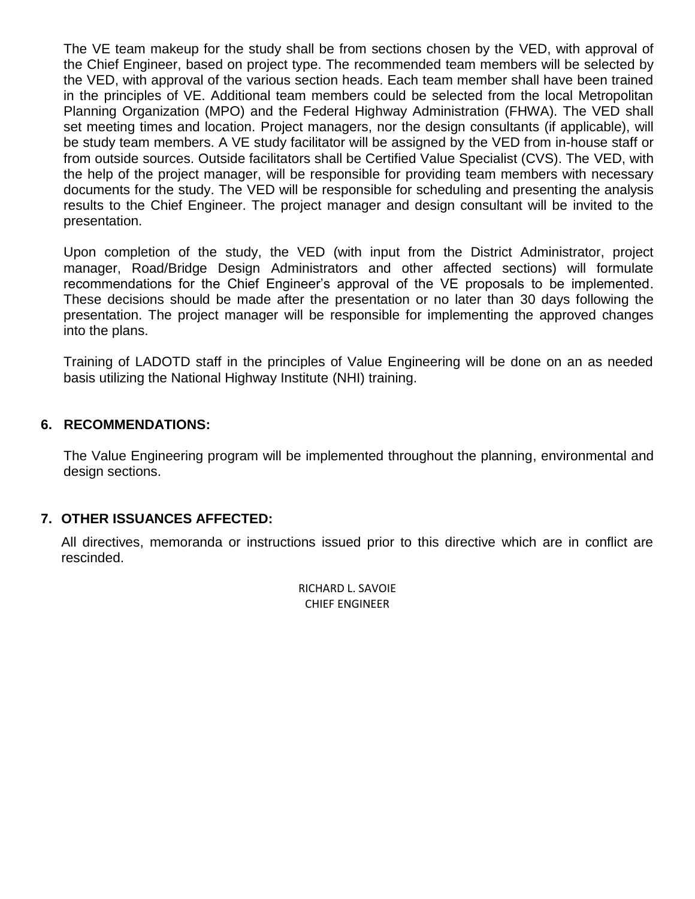The VE team makeup for the study shall be from sections chosen by the VED, with approval of the Chief Engineer, based on project type. The recommended team members will be selected by the VED, with approval of the various section heads. Each team member shall have been trained in the principles of VE. Additional team members could be selected from the local Metropolitan Planning Organization (MPO) and the Federal Highway Administration (FHWA). The VED shall set meeting times and location. Project managers, nor the design consultants (if applicable), will be study team members. A VE study facilitator will be assigned by the VED from in-house staff or from outside sources. Outside facilitators shall be Certified Value Specialist (CVS). The VED, with the help of the project manager, will be responsible for providing team members with necessary documents for the study. The VED will be responsible for scheduling and presenting the analysis results to the Chief Engineer. The project manager and design consultant will be invited to the presentation.

Upon completion of the study, the VED (with input from the District Administrator, project manager, Road/Bridge Design Administrators and other affected sections) will formulate recommendations for the Chief Engineer's approval of the VE proposals to be implemented. These decisions should be made after the presentation or no later than 30 days following the presentation. The project manager will be responsible for implementing the approved changes into the plans.

Training of LADOTD staff in the principles of Value Engineering will be done on an as needed basis utilizing the National Highway Institute (NHI) training.

## 6. RECOMMENDATIONS:

The Value Engineering program will be implemented throughout the planning, environmental and design sections.

## 7. OTHER ISSUANCES AFFECTED:

All directives, memoranda or instructions issued prior to this directive which are in conflict are rescinded.

RICHARD L. SAVOIE
CHIEF ENGINEER